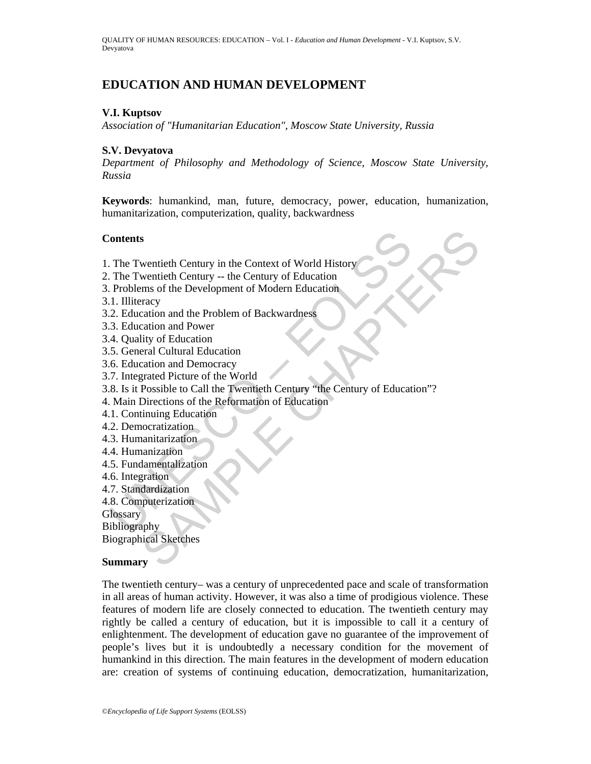# EDUCATION AND HUMAN DEVELOPMENT

**V.I. Kuptsov**
*Association of "Humanitarian Education", Moscow State University, Russia*

**S.V. Devyatova**
*Department of Philosophy and Methodology of Science, Moscow State University, Russia*

**Keywords**: humankind, man, future, democracy, power, education, humanization, humanitarization, computerization, quality, backwardness

## Contents

1. The Twentieth Century in the Context of World History
2. The Twentieth Century -- the Century of Education
3. Problems of the Development of Modern Education
3.1. Illiteracy
3.2. Education and the Problem of Backwardness
3.3. Education and Power
3.4. Quality of Education
3.5. General Cultural Education
3.6. Education and Democracy
3.7. Integrated Picture of the World
3.8. Is it Possible to Call the Twentieth Century "the Century of Education"?
4. Main Directions of the Reformation of Education
4.1. Continuing Education
4.2. Democratization
4.3. Humanitarization
4.4. Humanization
4.5. Fundamentalization
4.6. Integration
4.7. Standardization
4.8. Computerization
Glossary
Bibliography
Biographical Sketches

## Summary

The twentieth century– was a century of unprecedented pace and scale of transformation in all areas of human activity. However, it was also a time of prodigious violence. These features of modern life are closely connected to education. The twentieth century may rightly be called a century of education, but it is impossible to call it a century of enlightenment. The development of education gave no guarantee of the improvement of people's lives but it is undoubtedly a necessary condition for the movement of humankind in this direction. The main features in the development of modern education are: creation of systems of continuing education, democratization, humanitarization,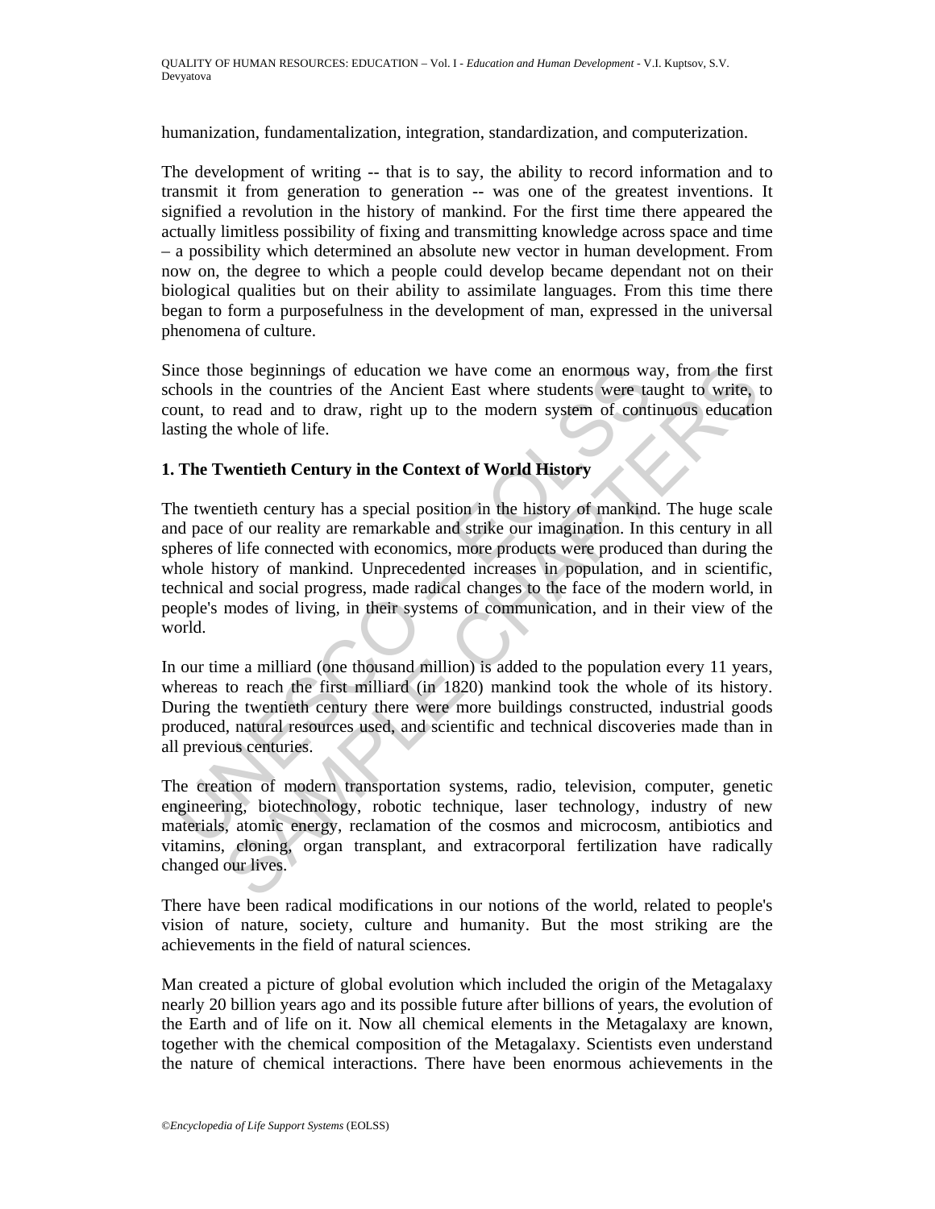humanization, fundamentalization, integration, standardization, and computerization.

The development of writing -- that is to say, the ability to record information and to transmit it from generation to generation -- was one of the greatest inventions. It signified a revolution in the history of mankind. For the first time there appeared the actually limitless possibility of fixing and transmitting knowledge across space and time – a possibility which determined an absolute new vector in human development. From now on, the degree to which a people could develop became dependant not on their biological qualities but on their ability to assimilate languages. From this time there began to form a purposefulness in the development of man, expressed in the universal phenomena of culture.

Since those beginnings of education we have come an enormous way, from the first schools in the countries of the Ancient East where students were taught to write, to count, to read and to draw, right up to the modern system of continuous education lasting the whole of life.

## 1. The Twentieth Century in the Context of World History

The twentieth century has a special position in the history of mankind. The huge scale and pace of our reality are remarkable and strike our imagination. In this century in all spheres of life connected with economics, more products were produced than during the whole history of mankind. Unprecedented increases in population, and in scientific, technical and social progress, made radical changes to the face of the modern world, in people's modes of living, in their systems of communication, and in their view of the world.

In our time a milliard (one thousand million) is added to the population every 11 years, whereas to reach the first milliard (in 1820) mankind took the whole of its history. During the twentieth century there were more buildings constructed, industrial goods produced, natural resources used, and scientific and technical discoveries made than in all previous centuries.

The creation of modern transportation systems, radio, television, computer, genetic engineering, biotechnology, robotic technique, laser technology, industry of new materials, atomic energy, reclamation of the cosmos and microcosm, antibiotics and vitamins, cloning, organ transplant, and extracorporal fertilization have radically changed our lives.

There have been radical modifications in our notions of the world, related to people's vision of nature, society, culture and humanity. But the most striking are the achievements in the field of natural sciences.

Man created a picture of global evolution which included the origin of the Metagalaxy nearly 20 billion years ago and its possible future after billions of years, the evolution of the Earth and of life on it. Now all chemical elements in the Metagalaxy are known, together with the chemical composition of the Metagalaxy. Scientists even understand the nature of chemical interactions. There have been enormous achievements in the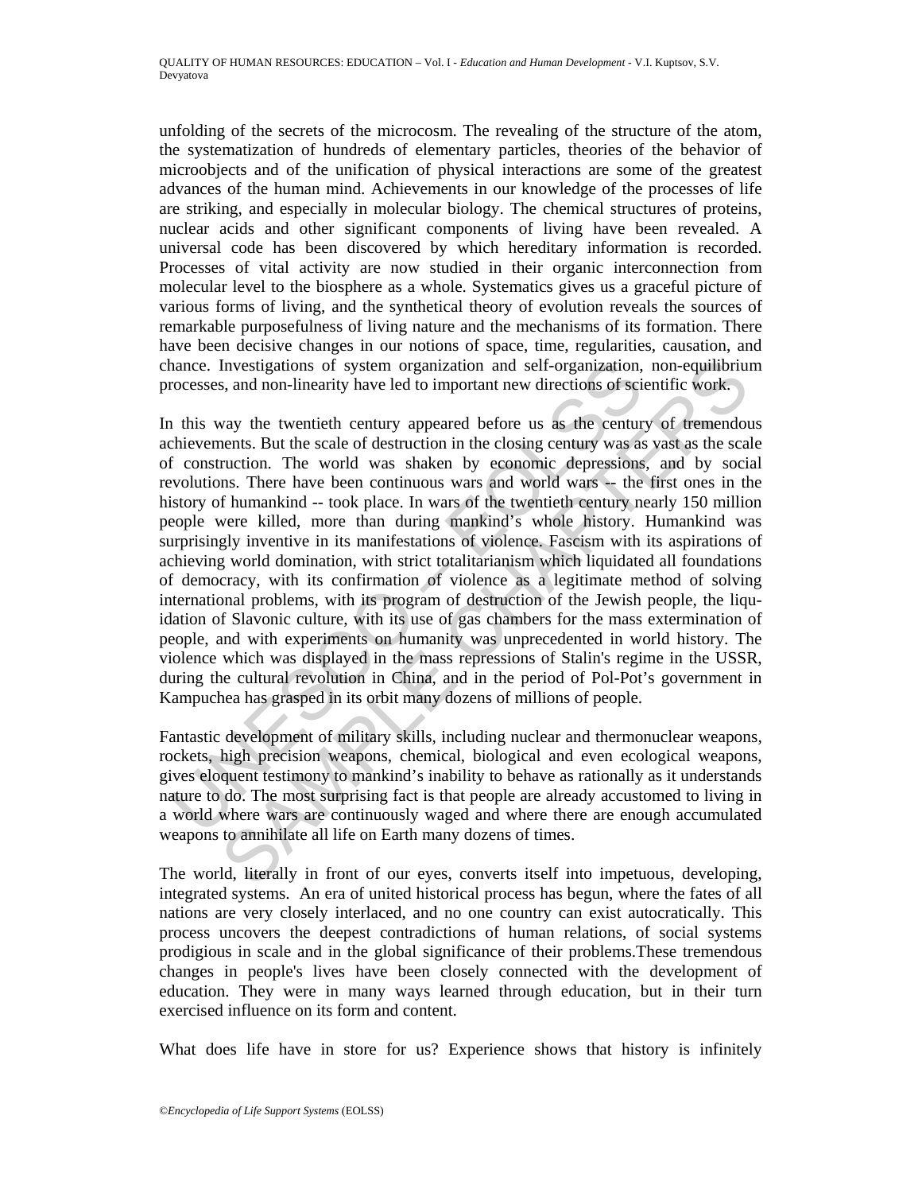unfolding of the secrets of the microcosm. The revealing of the structure of the atom, the systematization of hundreds of elementary particles, theories of the behavior of microobjects and of the unification of physical interactions are some of the greatest advances of the human mind. Achievements in our knowledge of the processes of life are striking, and especially in molecular biology. The chemical structures of proteins, nuclear acids and other significant components of living have been revealed. A universal code has been discovered by which hereditary information is recorded. Processes of vital activity are now studied in their organic interconnection from molecular level to the biosphere as a whole. Systematics gives us a graceful picture of various forms of living, and the synthetical theory of evolution reveals the sources of remarkable purposefulness of living nature and the mechanisms of its formation. There have been decisive changes in our notions of space, time, regularities, causation, and chance. Investigations of system organization and self-organization, non-equilibrium processes, and non-linearity have led to important new directions of scientific work.

In this way the twentieth century appeared before us as the century of tremendous achievements. But the scale of destruction in the closing century was as vast as the scale of construction. The world was shaken by economic depressions, and by social revolutions. There have been continuous wars and world wars -- the first ones in the history of humankind -- took place. In wars of the twentieth century nearly 150 million people were killed, more than during mankind's whole history. Humankind was surprisingly inventive in its manifestations of violence. Fascism with its aspirations of achieving world domination, with strict totalitarianism which liquidated all foundations of democracy, with its confirmation of violence as a legitimate method of solving international problems, with its program of destruction of the Jewish people, the liquidation of Slavonic culture, with its use of gas chambers for the mass extermination of people, and with experiments on humanity was unprecedented in world history. The violence which was displayed in the mass repressions of Stalin's regime in the USSR, during the cultural revolution in China, and in the period of Pol-Pot's government in Kampuchea has grasped in its orbit many dozens of millions of people.

Fantastic development of military skills, including nuclear and thermonuclear weapons, rockets, high precision weapons, chemical, biological and even ecological weapons, gives eloquent testimony to mankind's inability to behave as rationally as it understands nature to do. The most surprising fact is that people are already accustomed to living in a world where wars are continuously waged and where there are enough accumulated weapons to annihilate all life on Earth many dozens of times.

The world, literally in front of our eyes, converts itself into impetuous, developing, integrated systems. An era of united historical process has begun, where the fates of all nations are very closely interlaced, and no one country can exist autocratically. This process uncovers the deepest contradictions of human relations, of social systems prodigious in scale and in the global significance of their problems.These tremendous changes in people's lives have been closely connected with the development of education. They were in many ways learned through education, but in their turn exercised influence on its form and content.

What does life have in store for us? Experience shows that history is infinitely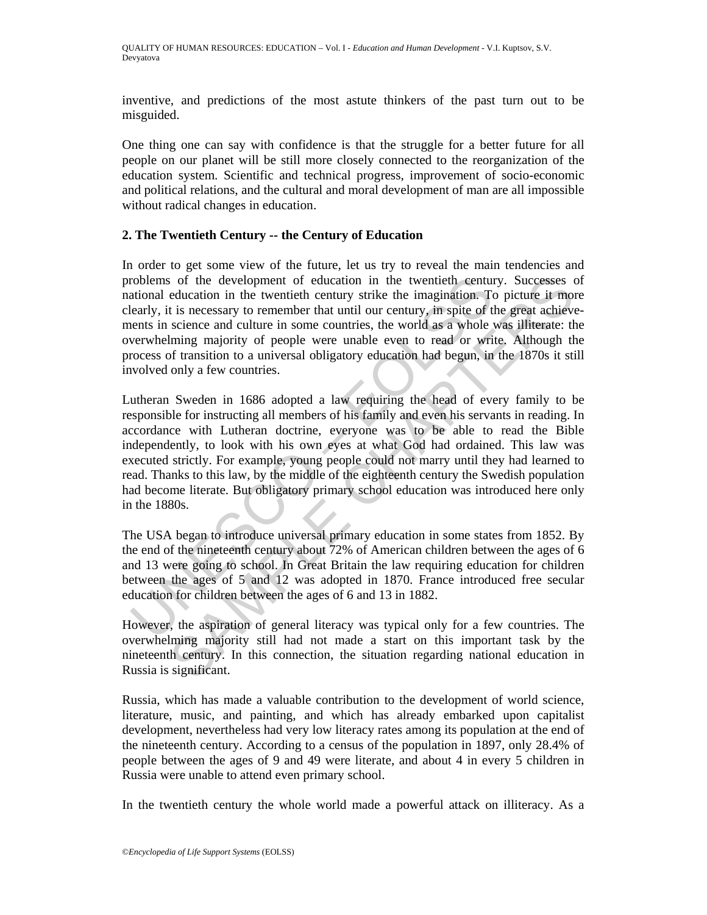inventive, and predictions of the most astute thinkers of the past turn out to be misguided.

One thing one can say with confidence is that the struggle for a better future for all people on our planet will be still more closely connected to the reorganization of the education system. Scientific and technical progress, improvement of socio-economic and political relations, and the cultural and moral development of man are all impossible without radical changes in education.

## 2. The Twentieth Century -- the Century of Education

In order to get some view of the future, let us try to reveal the main tendencies and problems of the development of education in the twentieth century. Successes of national education in the twentieth century strike the imagination. To picture it more clearly, it is necessary to remember that until our century, in spite of the great achievements in science and culture in some countries, the world as a whole was illiterate: the overwhelming majority of people were unable even to read or write. Although the process of transition to a universal obligatory education had begun, in the 1870s it still involved only a few countries.

Lutheran Sweden in 1686 adopted a law requiring the head of every family to be responsible for instructing all members of his family and even his servants in reading. In accordance with Lutheran doctrine, everyone was to be able to read the Bible independently, to look with his own eyes at what God had ordained. This law was executed strictly. For example, young people could not marry until they had learned to read. Thanks to this law, by the middle of the eighteenth century the Swedish population had become literate. But obligatory primary school education was introduced here only in the 1880s.

The USA began to introduce universal primary education in some states from 1852. By the end of the nineteenth century about 72% of American children between the ages of 6 and 13 were going to school. In Great Britain the law requiring education for children between the ages of 5 and 12 was adopted in 1870. France introduced free secular education for children between the ages of 6 and 13 in 1882.

However, the aspiration of general literacy was typical only for a few countries. The overwhelming majority still had not made a start on this important task by the nineteenth century. In this connection, the situation regarding national education in Russia is significant.

Russia, which has made a valuable contribution to the development of world science, literature, music, and painting, and which has already embarked upon capitalist development, nevertheless had very low literacy rates among its population at the end of the nineteenth century. According to a census of the population in 1897, only 28.4% of people between the ages of 9 and 49 were literate, and about 4 in every 5 children in Russia were unable to attend even primary school.

In the twentieth century the whole world made a powerful attack on illiteracy. As a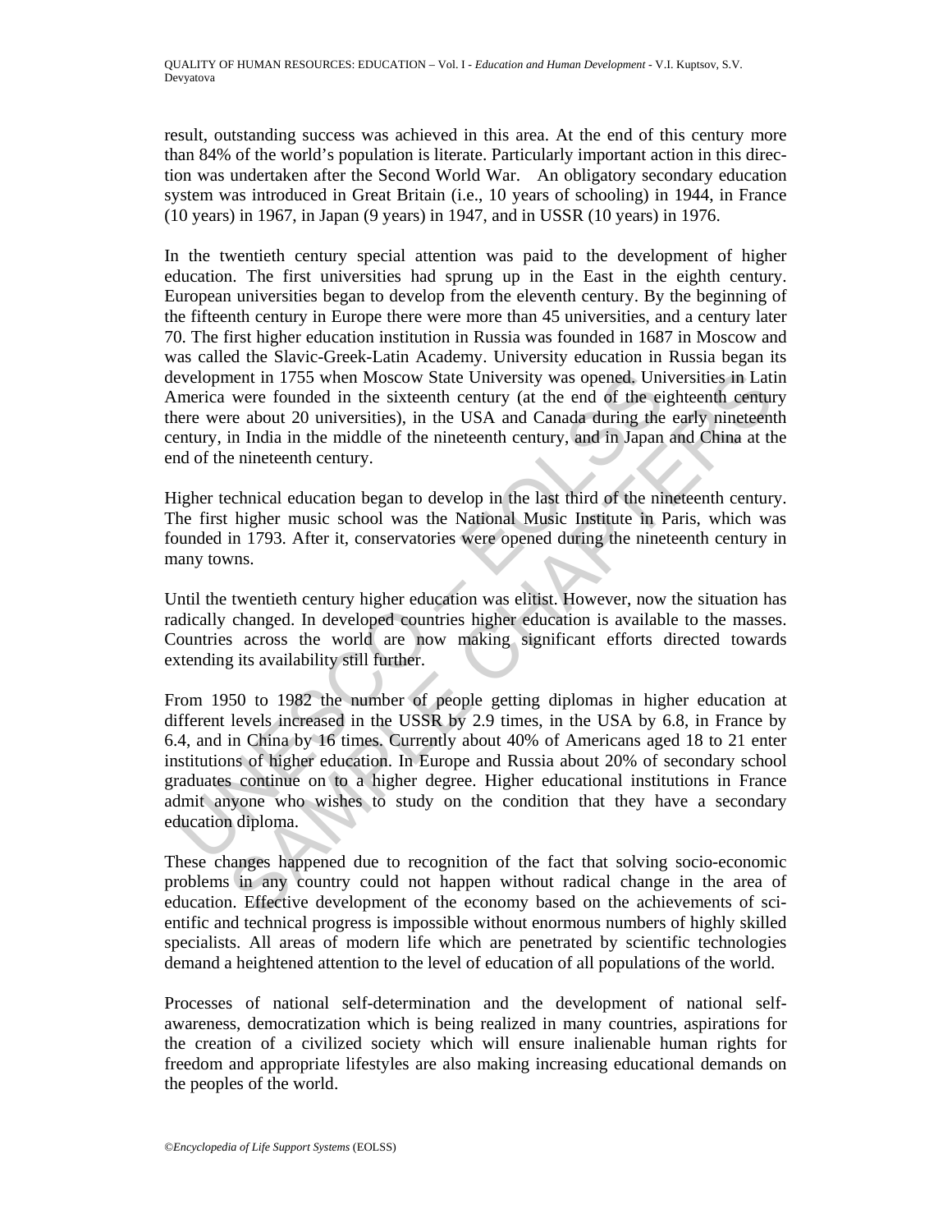result, outstanding success was achieved in this area. At the end of this century more than 84% of the world's population is literate. Particularly important action in this direction was undertaken after the Second World War. An obligatory secondary education system was introduced in Great Britain (i.e., 10 years of schooling) in 1944, in France (10 years) in 1967, in Japan (9 years) in 1947, and in USSR (10 years) in 1976.

In the twentieth century special attention was paid to the development of higher education. The first universities had sprung up in the East in the eighth century. European universities began to develop from the eleventh century. By the beginning of the fifteenth century in Europe there were more than 45 universities, and a century later 70. The first higher education institution in Russia was founded in 1687 in Moscow and was called the Slavic-Greek-Latin Academy. University education in Russia began its development in 1755 when Moscow State University was opened. Universities in Latin America were founded in the sixteenth century (at the end of the eighteenth century there were about 20 universities), in the USA and Canada during the early nineteenth century, in India in the middle of the nineteenth century, and in Japan and China at the end of the nineteenth century.

Higher technical education began to develop in the last third of the nineteenth century. The first higher music school was the National Music Institute in Paris, which was founded in 1793. After it, conservatories were opened during the nineteenth century in many towns.

Until the twentieth century higher education was elitist. However, now the situation has radically changed. In developed countries higher education is available to the masses. Countries across the world are now making significant efforts directed towards extending its availability still further.

From 1950 to 1982 the number of people getting diplomas in higher education at different levels increased in the USSR by 2.9 times, in the USA by 6.8, in France by 6.4, and in China by 16 times. Currently about 40% of Americans aged 18 to 21 enter institutions of higher education. In Europe and Russia about 20% of secondary school graduates continue on to a higher degree. Higher educational institutions in France admit anyone who wishes to study on the condition that they have a secondary education diploma.

These changes happened due to recognition of the fact that solving socio-economic problems in any country could not happen without radical change in the area of education. Effective development of the economy based on the achievements of scientific and technical progress is impossible without enormous numbers of highly skilled specialists. All areas of modern life which are penetrated by scientific technologies demand a heightened attention to the level of education of all populations of the world.

Processes of national self-determination and the development of national self-awareness, democratization which is being realized in many countries, aspirations for the creation of a civilized society which will ensure inalienable human rights for freedom and appropriate lifestyles are also making increasing educational demands on the peoples of the world.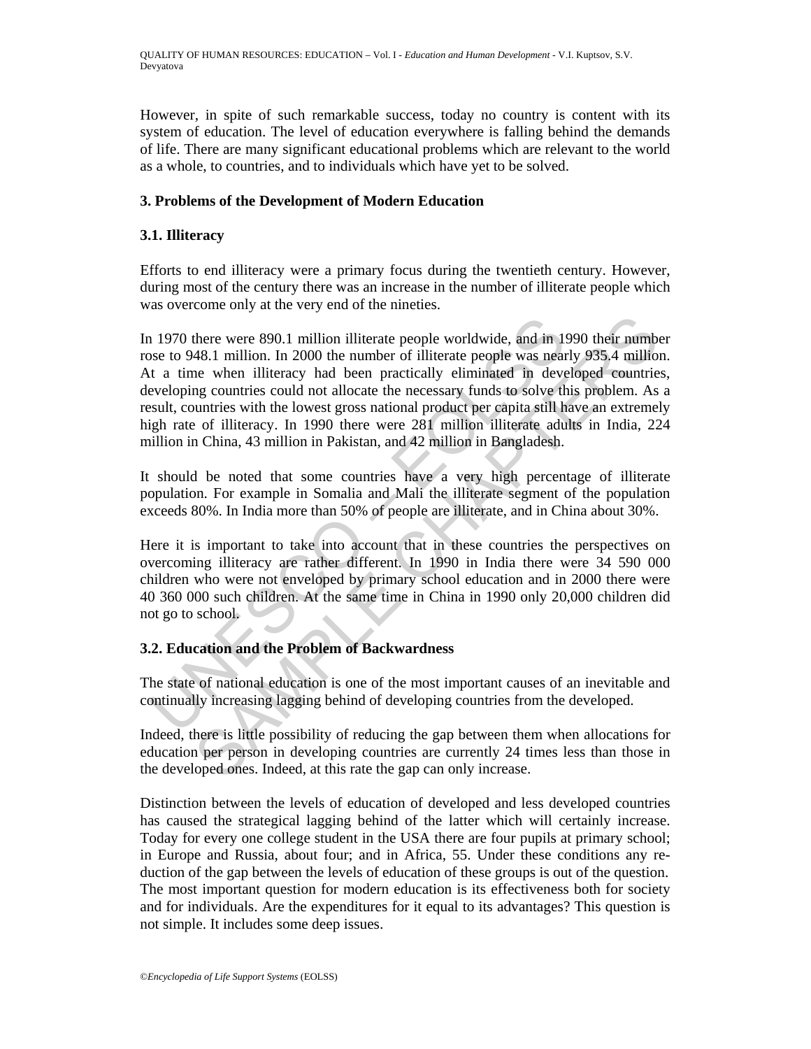However, in spite of such remarkable success, today no country is content with its system of education. The level of education everywhere is falling behind the demands of life. There are many significant educational problems which are relevant to the world as a whole, to countries, and to individuals which have yet to be solved.

## 3. Problems of the Development of Modern Education

### 3.1. Illiteracy

Efforts to end illiteracy were a primary focus during the twentieth century. However, during most of the century there was an increase in the number of illiterate people which was overcome only at the very end of the nineties.

In 1970 there were 890.1 million illiterate people worldwide, and in 1990 their number rose to 948.1 million. In 2000 the number of illiterate people was nearly 935.4 million. At a time when illiteracy had been practically eliminated in developed countries, developing countries could not allocate the necessary funds to solve this problem. As a result, countries with the lowest gross national product per capita still have an extremely high rate of illiteracy. In 1990 there were 281 million illiterate adults in India, 224 million in China, 43 million in Pakistan, and 42 million in Bangladesh.

It should be noted that some countries have a very high percentage of illiterate population. For example in Somalia and Mali the illiterate segment of the population exceeds 80%. In India more than 50% of people are illiterate, and in China about 30%.

Here it is important to take into account that in these countries the perspectives on overcoming illiteracy are rather different. In 1990 in India there were 34 590 000 children who were not enveloped by primary school education and in 2000 there were 40 360 000 such children. At the same time in China in 1990 only 20,000 children did not go to school.

### 3.2. Education and the Problem of Backwardness

The state of national education is one of the most important causes of an inevitable and continually increasing lagging behind of developing countries from the developed.

Indeed, there is little possibility of reducing the gap between them when allocations for education per person in developing countries are currently 24 times less than those in the developed ones. Indeed, at this rate the gap can only increase.

Distinction between the levels of education of developed and less developed countries has caused the strategical lagging behind of the latter which will certainly increase. Today for every one college student in the USA there are four pupils at primary school; in Europe and Russia, about four; and in Africa, 55. Under these conditions any re-duction of the gap between the levels of education of these groups is out of the question. The most important question for modern education is its effectiveness both for society and for individuals. Are the expenditures for it equal to its advantages? This question is not simple. It includes some deep issues.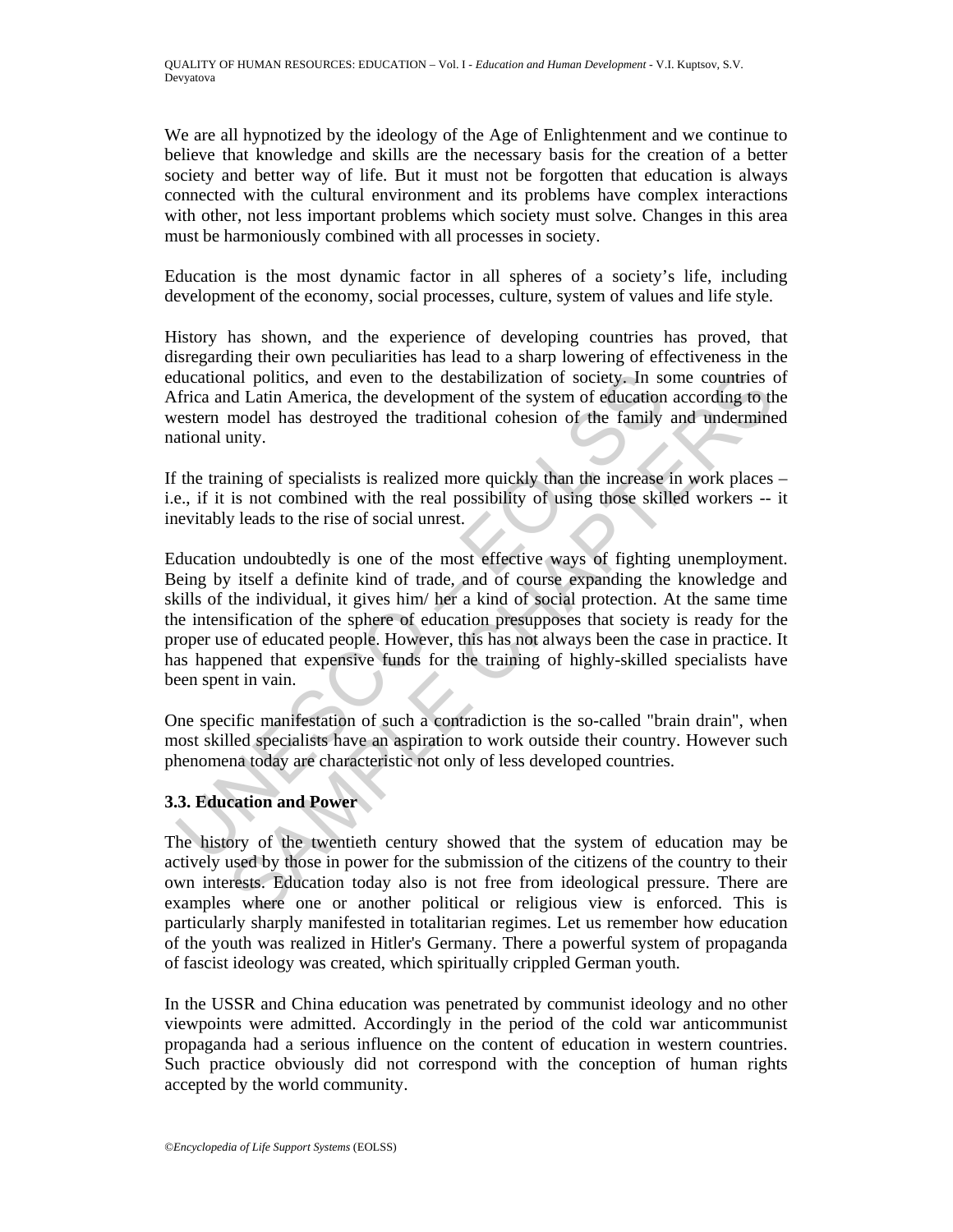We are all hypnotized by the ideology of the Age of Enlightenment and we continue to believe that knowledge and skills are the necessary basis for the creation of a better society and better way of life. But it must not be forgotten that education is always connected with the cultural environment and its problems have complex interactions with other, not less important problems which society must solve. Changes in this area must be harmoniously combined with all processes in society.

Education is the most dynamic factor in all spheres of a society's life, including development of the economy, social processes, culture, system of values and life style.

History has shown, and the experience of developing countries has proved, that disregarding their own peculiarities has lead to a sharp lowering of effectiveness in the educational politics, and even to the destabilization of society. In some countries of Africa and Latin America, the development of the system of education according to the western model has destroyed the traditional cohesion of the family and undermined national unity.

If the training of specialists is realized more quickly than the increase in work places – i.e., if it is not combined with the real possibility of using those skilled workers -- it inevitably leads to the rise of social unrest.

Education undoubtedly is one of the most effective ways of fighting unemployment. Being by itself a definite kind of trade, and of course expanding the knowledge and skills of the individual, it gives him/ her a kind of social protection. At the same time the intensification of the sphere of education presupposes that society is ready for the proper use of educated people. However, this has not always been the case in practice. It has happened that expensive funds for the training of highly-skilled specialists have been spent in vain.

One specific manifestation of such a contradiction is the so-called "brain drain", when most skilled specialists have an aspiration to work outside their country. However such phenomena today are characteristic not only of less developed countries.

### 3.3. Education and Power

The history of the twentieth century showed that the system of education may be actively used by those in power for the submission of the citizens of the country to their own interests. Education today also is not free from ideological pressure. There are examples where one or another political or religious view is enforced. This is particularly sharply manifested in totalitarian regimes. Let us remember how education of the youth was realized in Hitler's Germany. There a powerful system of propaganda of fascist ideology was created, which spiritually crippled German youth.

In the USSR and China education was penetrated by communist ideology and no other viewpoints were admitted. Accordingly in the period of the cold war anticommunist propaganda had a serious influence on the content of education in western countries. Such practice obviously did not correspond with the conception of human rights accepted by the world community.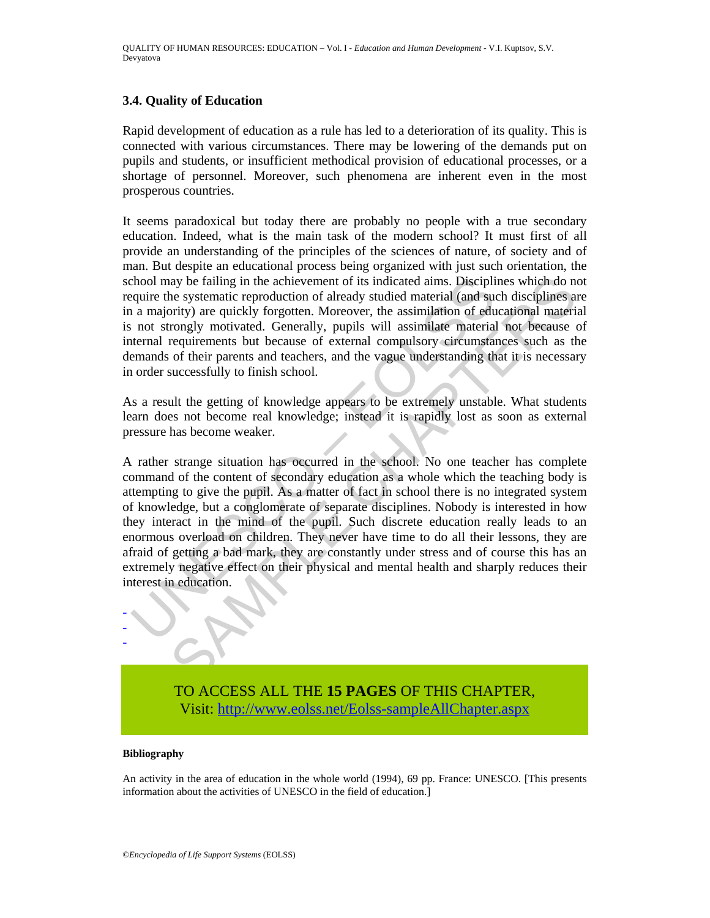### 3.4. Quality of Education

Rapid development of education as a rule has led to a deterioration of its quality. This is connected with various circumstances. There may be lowering of the demands put on pupils and students, or insufficient methodical provision of educational processes, or a shortage of personnel. Moreover, such phenomena are inherent even in the most prosperous countries.

It seems paradoxical but today there are probably no people with a true secondary education. Indeed, what is the main task of the modern school? It must first of all provide an understanding of the principles of the sciences of nature, of society and of man. But despite an educational process being organized with just such orientation, the school may be failing in the achievement of its indicated aims. Disciplines which do not require the systematic reproduction of already studied material (and such disciplines are in a majority) are quickly forgotten. Moreover, the assimilation of educational material is not strongly motivated. Generally, pupils will assimilate material not because of internal requirements but because of external compulsory circumstances such as the demands of their parents and teachers, and the vague understanding that it is necessary in order successfully to finish school.

As a result the getting of knowledge appears to be extremely unstable. What students learn does not become real knowledge; instead it is rapidly lost as soon as external pressure has become weaker.

A rather strange situation has occurred in the school. No one teacher has complete command of the content of secondary education as a whole which the teaching body is attempting to give the pupil. As a matter of fact in school there is no integrated system of knowledge, but a conglomerate of separate disciplines. Nobody is interested in how they interact in the mind of the pupil. Such discrete education really leads to an enormous overload on children. They never have time to do all their lessons, they are afraid of getting a bad mark, they are constantly under stress and of course this has an extremely negative effect on their physical and mental health and sharply reduces their interest in education.

-
-
-

TO ACCESS ALL THE **15 PAGES** OF THIS CHAPTER,
Visit: http://www.eolss.net/Eolss-sampleAllChapter.aspx

#### Bibliography

An activity in the area of education in the whole world (1994), 69 pp. France: UNESCO. [This presents information about the activities of UNESCO in the field of education.]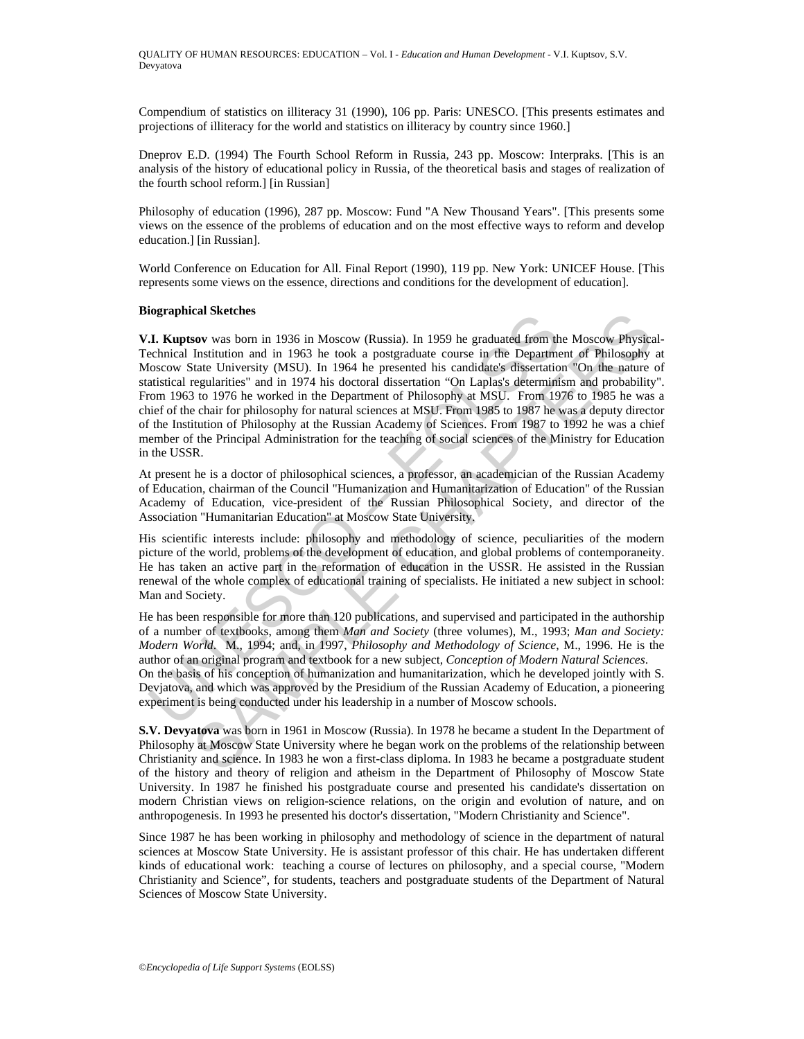Compendium of statistics on illiteracy 31 (1990), 106 pp. Paris: UNESCO. [This presents estimates and projections of illiteracy for the world and statistics on illiteracy by country since 1960.]

Dneprov E.D. (1994) The Fourth School Reform in Russia, 243 pp. Moscow: Interpraks. [This is an analysis of the history of educational policy in Russia, of the theoretical basis and stages of realization of the fourth school reform.] [in Russian]

Philosophy of education (1996), 287 pp. Moscow: Fund "A New Thousand Years". [This presents some views on the essence of the problems of education and on the most effective ways to reform and develop education.] [in Russian].

World Conference on Education for All. Final Report (1990), 119 pp. New York: UNICEF House. [This represents some views on the essence, directions and conditions for the development of education].

**Biographical Sketches**

**V.I. Kuptsov** was born in 1936 in Moscow (Russia). In 1959 he graduated from the Moscow Physical-Technical Institution and in 1963 he took a postgraduate course in the Department of Philosophy at Moscow State University (MSU). In 1964 he presented his candidate's dissertation "On the nature of statistical regularities" and in 1974 his doctoral dissertation "On Laplas's determinism and probability". From 1963 to 1976 he worked in the Department of Philosophy at MSU. From 1976 to 1985 he was a chief of the chair for philosophy for natural sciences at MSU. From 1985 to 1987 he was a deputy director of the Institution of Philosophy at the Russian Academy of Sciences. From 1987 to 1992 he was a chief member of the Principal Administration for the teaching of social sciences of the Ministry for Education in the USSR.

At present he is a doctor of philosophical sciences, a professor, an academician of the Russian Academy of Education, chairman of the Council "Humanization and Humanitarization of Education" of the Russian Academy of Education, vice-president of the Russian Philosophical Society, and director of the Association "Humanitarian Education" at Moscow State University.

His scientific interests include: philosophy and methodology of science, peculiarities of the modern picture of the world, problems of the development of education, and global problems of contemporaneity. He has taken an active part in the reformation of education in the USSR. He assisted in the Russian renewal of the whole complex of educational training of specialists. He initiated a new subject in school: Man and Society.

He has been responsible for more than 120 publications, and supervised and participated in the authorship of a number of textbooks, among them *Man and Society* (three volumes), M., 1993; *Man and Society: Modern World*. M., 1994; and, in 1997, *Philosophy and Methodology of Science*, M., 1996. He is the author of an original program and textbook for a new subject, *Conception of Modern Natural Sciences*.
On the basis of his conception of humanization and humanitarization, which he developed jointly with S. Devjatova, and which was approved by the Presidium of the Russian Academy of Education, a pioneering experiment is being conducted under his leadership in a number of Moscow schools.

**S.V. Devyatova** was born in 1961 in Moscow (Russia). In 1978 he became a student In the Department of Philosophy at Moscow State University where he began work on the problems of the relationship between Christianity and science. In 1983 he won a first-class diploma. In 1983 he became a postgraduate student of the history and theory of religion and atheism in the Department of Philosophy of Moscow State University. In 1987 he finished his postgraduate course and presented his candidate's dissertation on modern Christian views on religion-science relations, on the origin and evolution of nature, and on anthropogenesis. In 1993 he presented his doctor's dissertation, "Modern Christianity and Science".

Since 1987 he has been working in philosophy and methodology of science in the department of natural sciences at Moscow State University. He is assistant professor of this chair. He has undertaken different kinds of educational work: teaching a course of lectures on philosophy, and a special course, "Modern Christianity and Science", for students, teachers and postgraduate students of the Department of Natural Sciences of Moscow State University.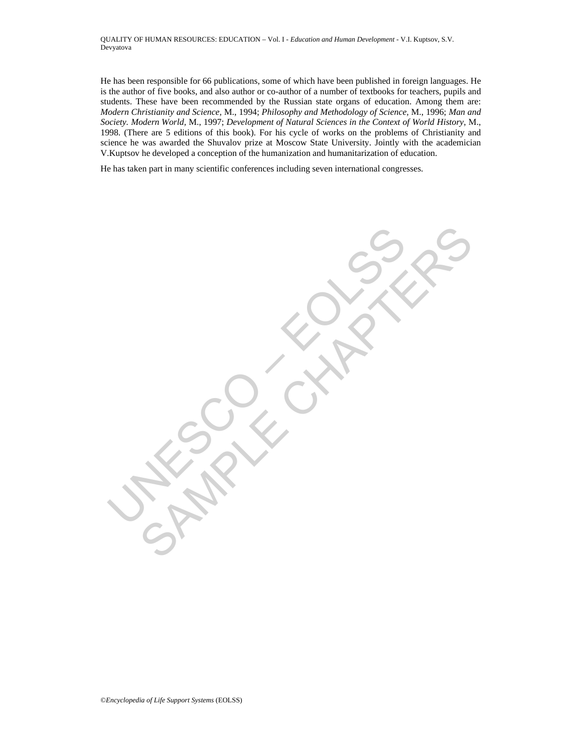He has been responsible for 66 publications, some of which have been published in foreign languages. He is the author of five books, and also author or co-author of a number of textbooks for teachers, pupils and students. These have been recommended by the Russian state organs of education. Among them are: *Modern Christianity and Science,* M., 1994; *Philosophy and Methodology of Science,* M., 1996; *Man and Society. Modern World*, M., 1997; *Development of Natural Sciences in the Context of World History*, M., 1998. (There are 5 editions of this book). For his cycle of works on the problems of Christianity and science he was awarded the Shuvalov prize at Moscow State University. Jointly with the academician V.Kuptsov he developed a conception of the humanization and humanitarization of education.

He has taken part in many scientific conferences including seven international congresses.